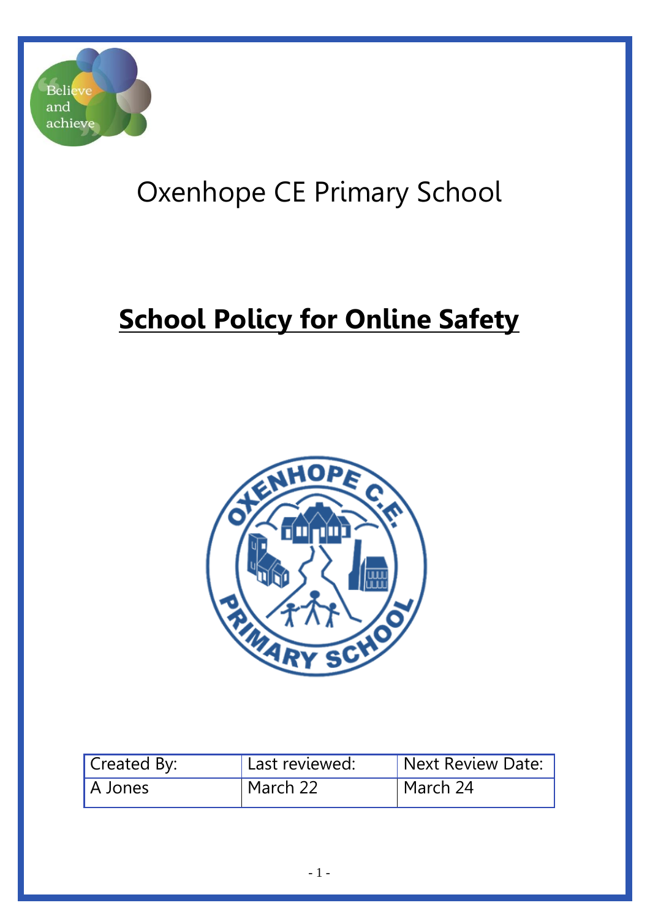Oxenhope CE Primary School

# School Policy for Online Safety

| Created By: | Last reviewed: | Next Review Date: |
| --- | --- | --- |
| A Jones | March 22 | March 24 |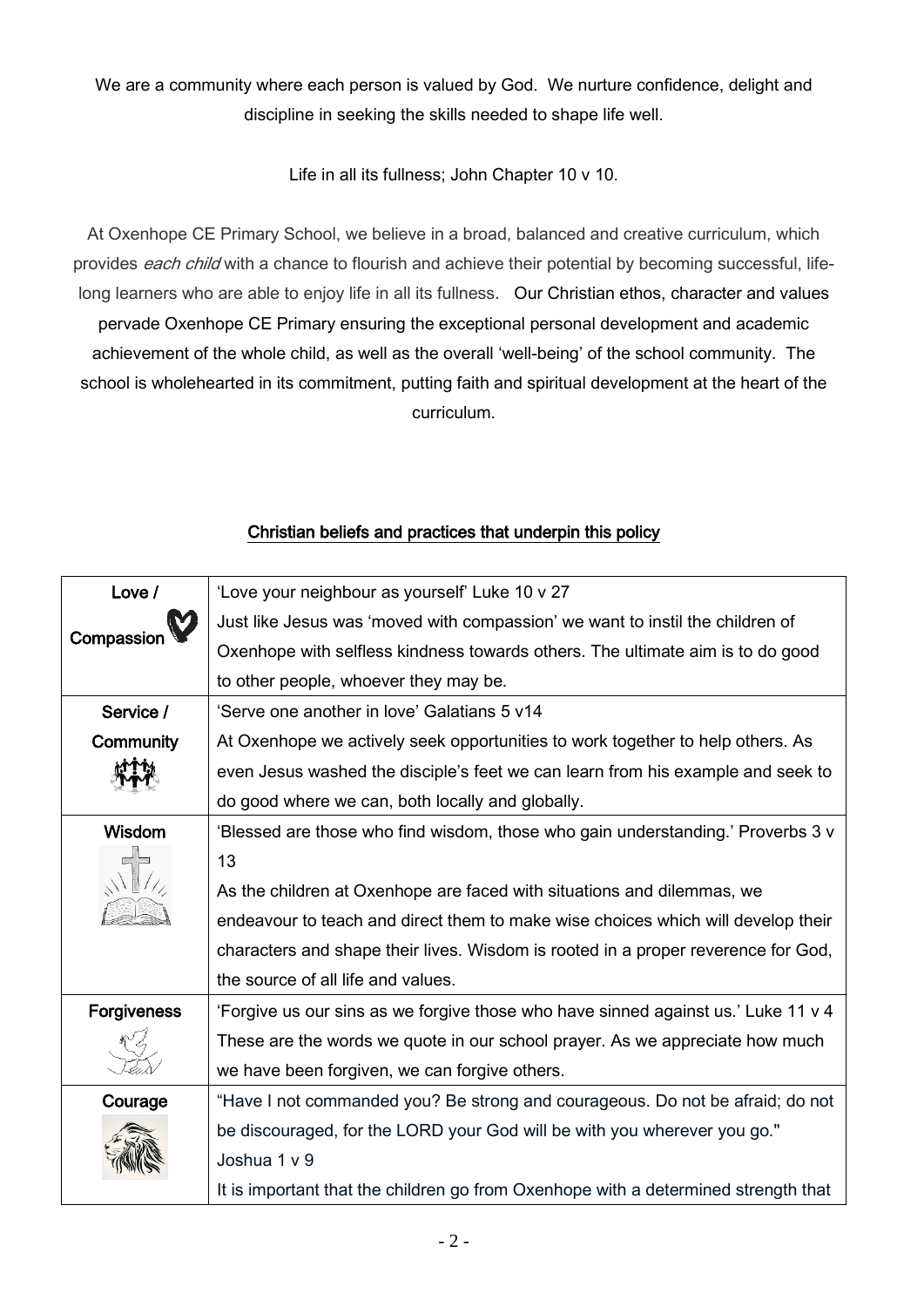We are a community where each person is valued by God. We nurture confidence, delight and discipline in seeking the skills needed to shape life well.

Life in all its fullness; John Chapter 10 v 10.

At Oxenhope CE Primary School, we believe in a broad, balanced and creative curriculum, which provides *each child* with a chance to flourish and achieve their potential by becoming successful, life-long learners who are able to enjoy life in all its fullness. Our Christian ethos, character and values pervade Oxenhope CE Primary ensuring the exceptional personal development and academic achievement of the whole child, as well as the overall 'well-being' of the school community. The school is wholehearted in its commitment, putting faith and spiritual development at the heart of the curriculum.

## Christian beliefs and practices that underpin this policy

| | |
|---|---|
| **Love / Compassion** | 'Love your neighbour as yourself' Luke 10 v 27<br>Just like Jesus was 'moved with compassion' we want to instil the children of Oxenhope with selfless kindness towards others. The ultimate aim is to do good to other people, whoever they may be. |
| **Service / Community** | 'Serve one another in love' Galatians 5 v14<br>At Oxenhope we actively seek opportunities to work together to help others. As even Jesus washed the disciple's feet we can learn from his example and seek to do good where we can, both locally and globally. |
| **Wisdom** | 'Blessed are those who find wisdom, those who gain understanding.' Proverbs 3 v 13<br>As the children at Oxenhope are faced with situations and dilemmas, we endeavour to teach and direct them to make wise choices which will develop their characters and shape their lives. Wisdom is rooted in a proper reverence for God, the source of all life and values. |
| **Forgiveness** | 'Forgive us our sins as we forgive those who have sinned against us.' Luke 11 v 4<br>These are the words we quote in our school prayer. As we appreciate how much we have been forgiven, we can forgive others. |
| **Courage** | "Have I not commanded you? Be strong and courageous. Do not be afraid; do not be discouraged, for the LORD your God will be with you wherever you go." Joshua 1 v 9<br>It is important that the children go from Oxenhope with a determined strength that |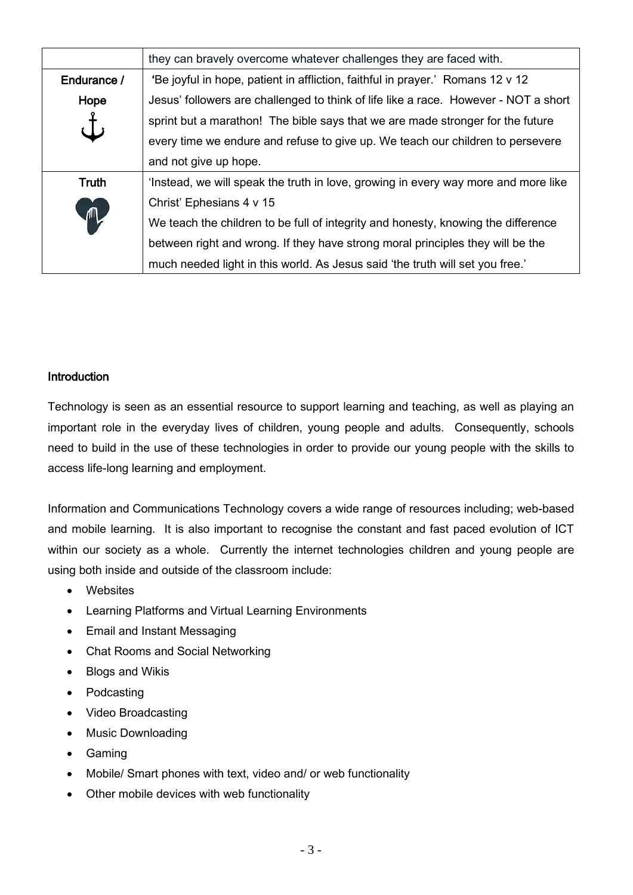| | they can bravely overcome whatever challenges they are faced with. |
|---|---|
| Endurance / Hope | 'Be joyful in hope, patient in affliction, faithful in prayer.' Romans 12 v 12<br>Jesus' followers are challenged to think of life like a race. However - NOT a short sprint but a marathon! The bible says that we are made stronger for the future every time we endure and refuse to give up. We teach our children to persevere and not give up hope. |
| Truth | 'Instead, we will speak the truth in love, growing in every way more and more like Christ' Ephesians 4 v 15<br>We teach the children to be full of integrity and honesty, knowing the difference between right and wrong. If they have strong moral principles they will be the much needed light in this world. As Jesus said 'the truth will set you free.' |

**Introduction**

Technology is seen as an essential resource to support learning and teaching, as well as playing an important role in the everyday lives of children, young people and adults. Consequently, schools need to build in the use of these technologies in order to provide our young people with the skills to access life-long learning and employment.

Information and Communications Technology covers a wide range of resources including; web-based and mobile learning. It is also important to recognise the constant and fast paced evolution of ICT within our society as a whole. Currently the internet technologies children and young people are using both inside and outside of the classroom include:

- Websites
- Learning Platforms and Virtual Learning Environments
- Email and Instant Messaging
- Chat Rooms and Social Networking
- Blogs and Wikis
- Podcasting
- Video Broadcasting
- Music Downloading
- Gaming
- Mobile/ Smart phones with text, video and/ or web functionality
- Other mobile devices with web functionality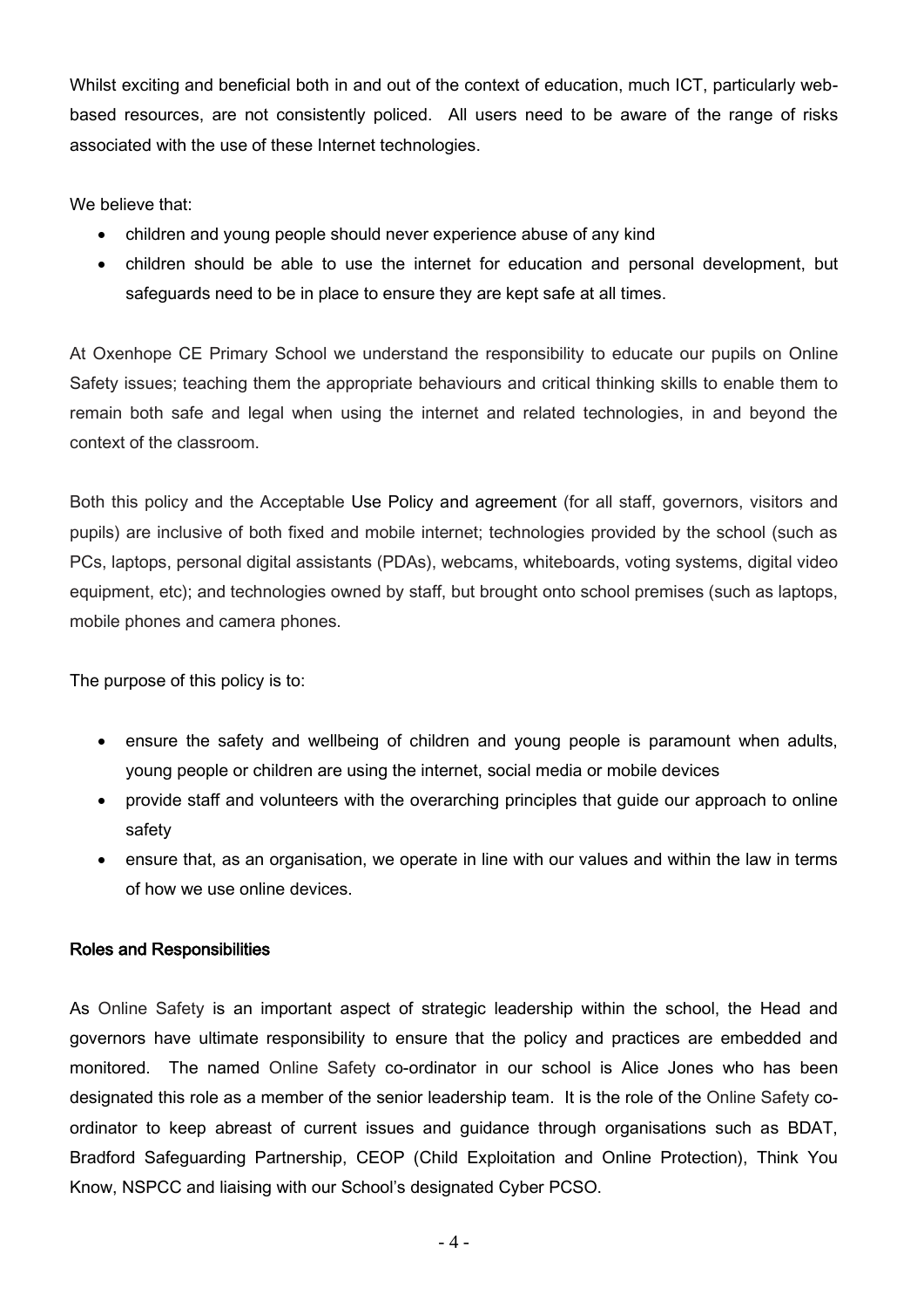Whilst exciting and beneficial both in and out of the context of education, much ICT, particularly web-based resources, are not consistently policed. All users need to be aware of the range of risks associated with the use of these Internet technologies.

We believe that:

- children and young people should never experience abuse of any kind
- children should be able to use the internet for education and personal development, but safeguards need to be in place to ensure they are kept safe at all times.

At Oxenhope CE Primary School we understand the responsibility to educate our pupils on Online Safety issues; teaching them the appropriate behaviours and critical thinking skills to enable them to remain both safe and legal when using the internet and related technologies, in and beyond the context of the classroom.

Both this policy and the Acceptable Use Policy and agreement (for all staff, governors, visitors and pupils) are inclusive of both fixed and mobile internet; technologies provided by the school (such as PCs, laptops, personal digital assistants (PDAs), webcams, whiteboards, voting systems, digital video equipment, etc); and technologies owned by staff, but brought onto school premises (such as laptops, mobile phones and camera phones.

The purpose of this policy is to:

- ensure the safety and wellbeing of children and young people is paramount when adults, young people or children are using the internet, social media or mobile devices
- provide staff and volunteers with the overarching principles that guide our approach to online safety
- ensure that, as an organisation, we operate in line with our values and within the law in terms of how we use online devices.

## Roles and Responsibilities

As Online Safety is an important aspect of strategic leadership within the school, the Head and governors have ultimate responsibility to ensure that the policy and practices are embedded and monitored. The named Online Safety co-ordinator in our school is Alice Jones who has been designated this role as a member of the senior leadership team. It is the role of the Online Safety co-ordinator to keep abreast of current issues and guidance through organisations such as BDAT, Bradford Safeguarding Partnership, CEOP (Child Exploitation and Online Protection), Think You Know, NSPCC and liaising with our School's designated Cyber PCSO.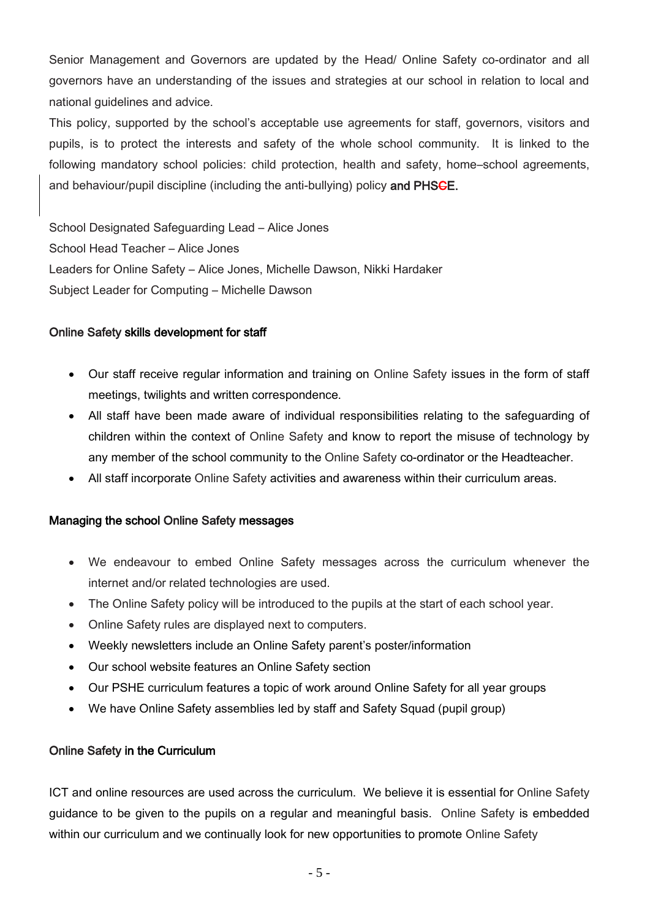Senior Management and Governors are updated by the Head/ Online Safety co-ordinator and all governors have an understanding of the issues and strategies at our school in relation to local and national guidelines and advice.

This policy, supported by the school's acceptable use agreements for staff, governors, visitors and pupils, is to protect the interests and safety of the whole school community. It is linked to the following mandatory school policies: child protection, health and safety, home–school agreements, and behaviour/pupil discipline (including the anti-bullying) policy **and PHSCE.**

School Designated Safeguarding Lead – Alice Jones
School Head Teacher – Alice Jones
Leaders for Online Safety – Alice Jones, Michelle Dawson, Nikki Hardaker
Subject Leader for Computing – Michelle Dawson

### Online Safety skills development for staff

- Our staff receive regular information and training on Online Safety issues in the form of staff meetings, twilights and written correspondence.
- All staff have been made aware of individual responsibilities relating to the safeguarding of children within the context of Online Safety and know to report the misuse of technology by any member of the school community to the Online Safety co-ordinator or the Headteacher.
- All staff incorporate Online Safety activities and awareness within their curriculum areas.

### Managing the school Online Safety messages

- We endeavour to embed Online Safety messages across the curriculum whenever the internet and/or related technologies are used.
- The Online Safety policy will be introduced to the pupils at the start of each school year.
- Online Safety rules are displayed next to computers.
- Weekly newsletters include an Online Safety parent's poster/information
- Our school website features an Online Safety section
- Our PSHE curriculum features a topic of work around Online Safety for all year groups
- We have Online Safety assemblies led by staff and Safety Squad (pupil group)

### Online Safety in the Curriculum

ICT and online resources are used across the curriculum. We believe it is essential for Online Safety guidance to be given to the pupils on a regular and meaningful basis. Online Safety is embedded within our curriculum and we continually look for new opportunities to promote Online Safety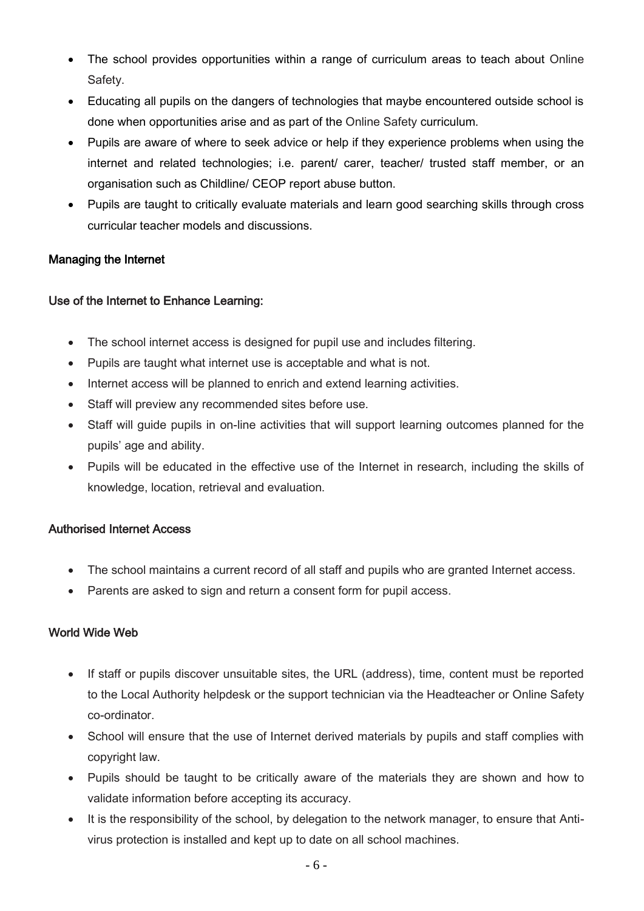- The school provides opportunities within a range of curriculum areas to teach about Online Safety.
- Educating all pupils on the dangers of technologies that maybe encountered outside school is done when opportunities arise and as part of the Online Safety curriculum.
- Pupils are aware of where to seek advice or help if they experience problems when using the internet and related technologies; i.e. parent/ carer, teacher/ trusted staff member, or an organisation such as Childline/ CEOP report abuse button.
- Pupils are taught to critically evaluate materials and learn good searching skills through cross curricular teacher models and discussions.

## Managing the Internet

### Use of the Internet to Enhance Learning:

- The school internet access is designed for pupil use and includes filtering.
- Pupils are taught what internet use is acceptable and what is not.
- Internet access will be planned to enrich and extend learning activities.
- Staff will preview any recommended sites before use.
- Staff will guide pupils in on-line activities that will support learning outcomes planned for the pupils' age and ability.
- Pupils will be educated in the effective use of the Internet in research, including the skills of knowledge, location, retrieval and evaluation.

### Authorised Internet Access

- The school maintains a current record of all staff and pupils who are granted Internet access.
- Parents are asked to sign and return a consent form for pupil access.

### World Wide Web

- If staff or pupils discover unsuitable sites, the URL (address), time, content must be reported to the Local Authority helpdesk or the support technician via the Headteacher or Online Safety co-ordinator.
- School will ensure that the use of Internet derived materials by pupils and staff complies with copyright law.
- Pupils should be taught to be critically aware of the materials they are shown and how to validate information before accepting its accuracy.
- It is the responsibility of the school, by delegation to the network manager, to ensure that Anti-virus protection is installed and kept up to date on all school machines.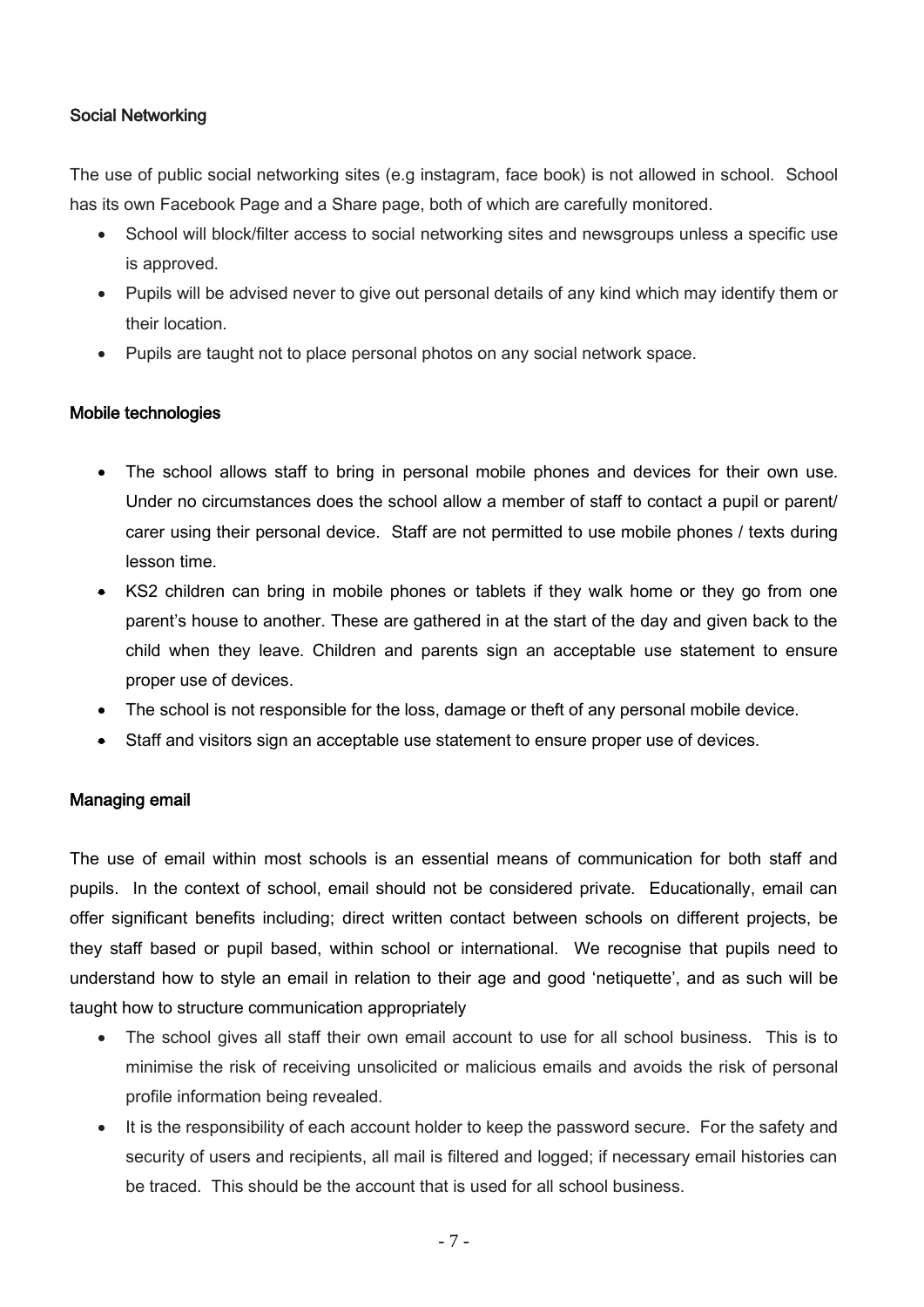### Social Networking

The use of public social networking sites (e.g instagram, face book) is not allowed in school. School has its own Facebook Page and a Share page, both of which are carefully monitored.

- School will block/filter access to social networking sites and newsgroups unless a specific use is approved.
- Pupils will be advised never to give out personal details of any kind which may identify them or their location.
- Pupils are taught not to place personal photos on any social network space.

### Mobile technologies

- The school allows staff to bring in personal mobile phones and devices for their own use. Under no circumstances does the school allow a member of staff to contact a pupil or parent/ carer using their personal device. Staff are not permitted to use mobile phones / texts during lesson time.
- KS2 children can bring in mobile phones or tablets if they walk home or they go from one parent's house to another. These are gathered in at the start of the day and given back to the child when they leave. Children and parents sign an acceptable use statement to ensure proper use of devices.
- The school is not responsible for the loss, damage or theft of any personal mobile device.
- Staff and visitors sign an acceptable use statement to ensure proper use of devices.

### Managing email

The use of email within most schools is an essential means of communication for both staff and pupils. In the context of school, email should not be considered private. Educationally, email can offer significant benefits including; direct written contact between schools on different projects, be they staff based or pupil based, within school or international. We recognise that pupils need to understand how to style an email in relation to their age and good 'netiquette', and as such will be taught how to structure communication appropriately

- The school gives all staff their own email account to use for all school business. This is to minimise the risk of receiving unsolicited or malicious emails and avoids the risk of personal profile information being revealed.
- It is the responsibility of each account holder to keep the password secure. For the safety and security of users and recipients, all mail is filtered and logged; if necessary email histories can be traced. This should be the account that is used for all school business.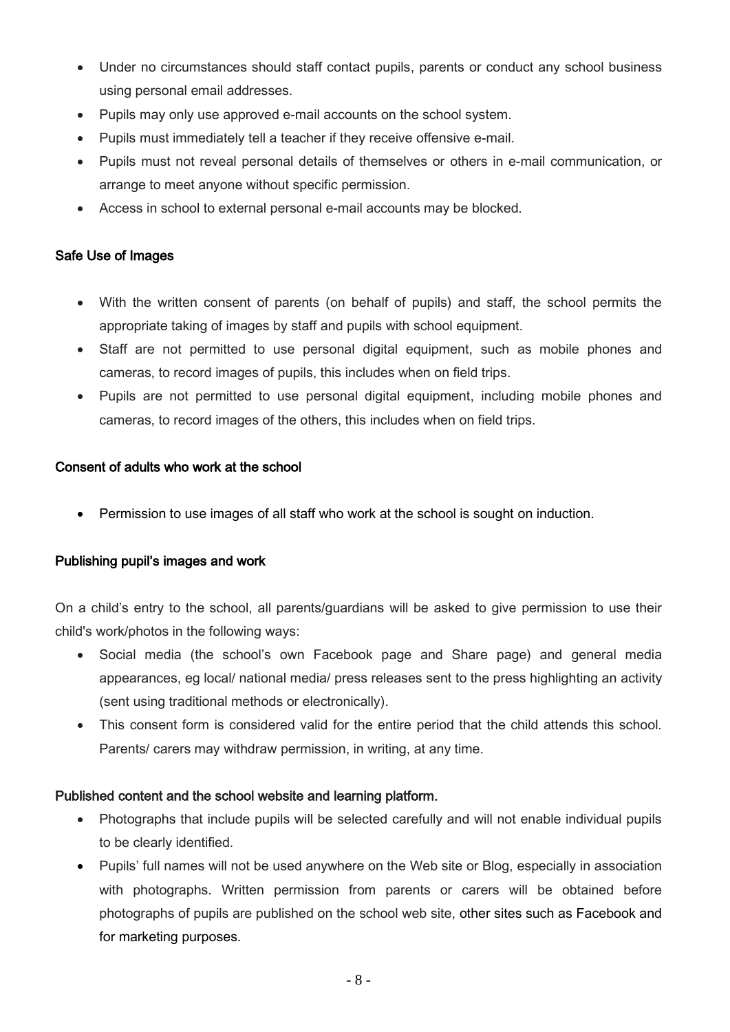- Under no circumstances should staff contact pupils, parents or conduct any school business using personal email addresses.
- Pupils may only use approved e-mail accounts on the school system.
- Pupils must immediately tell a teacher if they receive offensive e-mail.
- Pupils must not reveal personal details of themselves or others in e-mail communication, or arrange to meet anyone without specific permission.
- Access in school to external personal e-mail accounts may be blocked.

### Safe Use of Images

- With the written consent of parents (on behalf of pupils) and staff, the school permits the appropriate taking of images by staff and pupils with school equipment.
- Staff are not permitted to use personal digital equipment, such as mobile phones and cameras, to record images of pupils, this includes when on field trips.
- Pupils are not permitted to use personal digital equipment, including mobile phones and cameras, to record images of the others, this includes when on field trips.

### Consent of adults who work at the school

- Permission to use images of all staff who work at the school is sought on induction.

### Publishing pupil's images and work

On a child's entry to the school, all parents/guardians will be asked to give permission to use their child's work/photos in the following ways:

- Social media (the school's own Facebook page and Share page) and general media appearances, eg local/ national media/ press releases sent to the press highlighting an activity (sent using traditional methods or electronically).
- This consent form is considered valid for the entire period that the child attends this school. Parents/ carers may withdraw permission, in writing, at any time.

### Published content and the school website and learning platform.

- Photographs that include pupils will be selected carefully and will not enable individual pupils to be clearly identified.
- Pupils' full names will not be used anywhere on the Web site or Blog, especially in association with photographs. Written permission from parents or carers will be obtained before photographs of pupils are published on the school web site, other sites such as Facebook and for marketing purposes.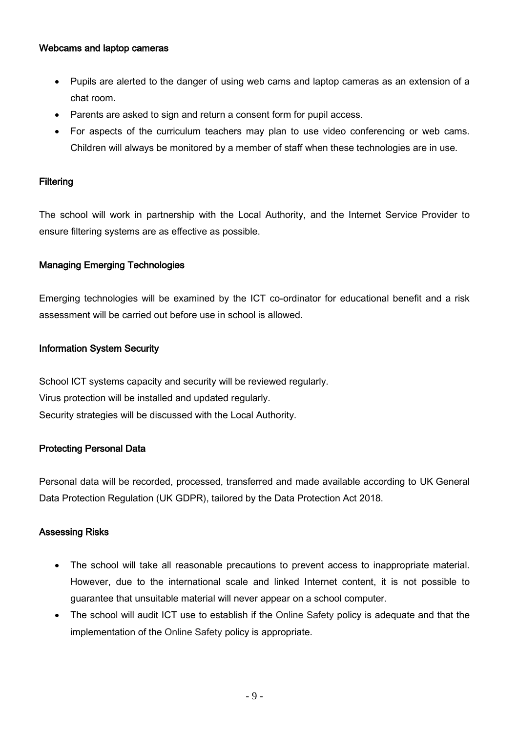### Webcams and laptop cameras

- Pupils are alerted to the danger of using web cams and laptop cameras as an extension of a chat room.
- Parents are asked to sign and return a consent form for pupil access.
- For aspects of the curriculum teachers may plan to use video conferencing or web cams. Children will always be monitored by a member of staff when these technologies are in use.

### Filtering

The school will work in partnership with the Local Authority, and the Internet Service Provider to ensure filtering systems are as effective as possible.

### Managing Emerging Technologies

Emerging technologies will be examined by the ICT co-ordinator for educational benefit and a risk assessment will be carried out before use in school is allowed.

### Information System Security

School ICT systems capacity and security will be reviewed regularly.
Virus protection will be installed and updated regularly.
Security strategies will be discussed with the Local Authority.

### Protecting Personal Data

Personal data will be recorded, processed, transferred and made available according to UK General Data Protection Regulation (UK GDPR), tailored by the Data Protection Act 2018.

### Assessing Risks

- The school will take all reasonable precautions to prevent access to inappropriate material. However, due to the international scale and linked Internet content, it is not possible to guarantee that unsuitable material will never appear on a school computer.
- The school will audit ICT use to establish if the Online Safety policy is adequate and that the implementation of the Online Safety policy is appropriate.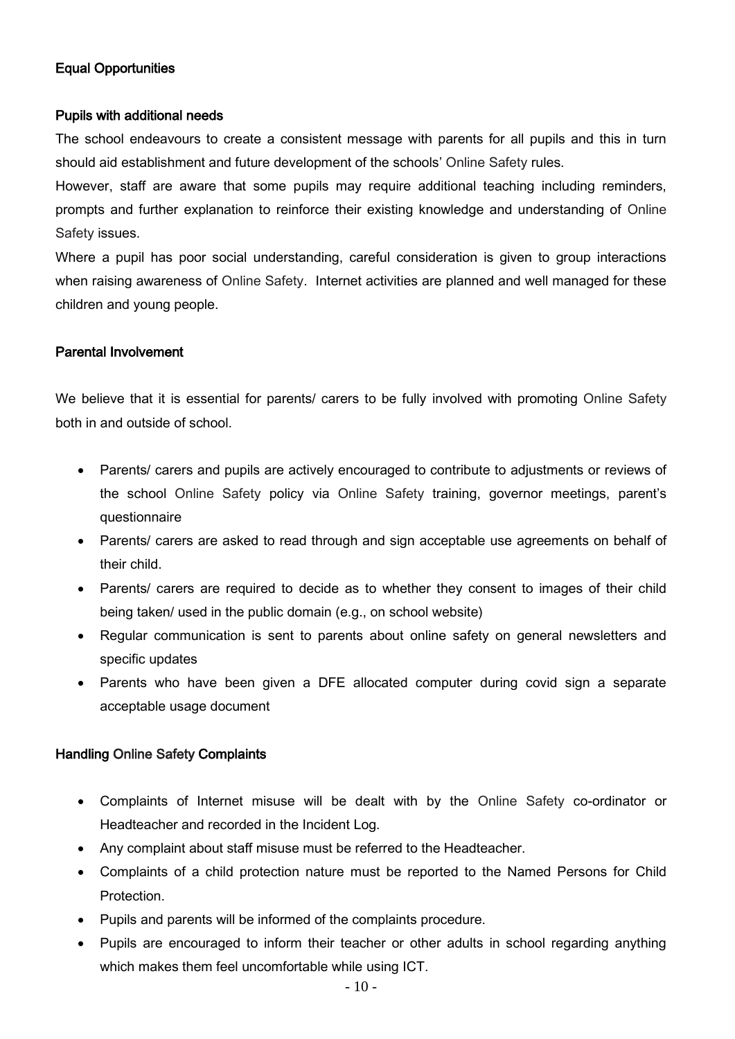## Equal Opportunities

### Pupils with additional needs

The school endeavours to create a consistent message with parents for all pupils and this in turn should aid establishment and future development of the schools' Online Safety rules.

However, staff are aware that some pupils may require additional teaching including reminders, prompts and further explanation to reinforce their existing knowledge and understanding of Online Safety issues.

Where a pupil has poor social understanding, careful consideration is given to group interactions when raising awareness of Online Safety. Internet activities are planned and well managed for these children and young people.

## Parental Involvement

We believe that it is essential for parents/ carers to be fully involved with promoting Online Safety both in and outside of school.

- Parents/ carers and pupils are actively encouraged to contribute to adjustments or reviews of the school Online Safety policy via Online Safety training, governor meetings, parent's questionnaire
- Parents/ carers are asked to read through and sign acceptable use agreements on behalf of their child.
- Parents/ carers are required to decide as to whether they consent to images of their child being taken/ used in the public domain (e.g., on school website)
- Regular communication is sent to parents about online safety on general newsletters and specific updates
- Parents who have been given a DFE allocated computer during covid sign a separate acceptable usage document

## Handling Online Safety Complaints

- Complaints of Internet misuse will be dealt with by the Online Safety co-ordinator or Headteacher and recorded in the Incident Log.
- Any complaint about staff misuse must be referred to the Headteacher.
- Complaints of a child protection nature must be reported to the Named Persons for Child Protection.
- Pupils and parents will be informed of the complaints procedure.
- Pupils are encouraged to inform their teacher or other adults in school regarding anything which makes them feel uncomfortable while using ICT.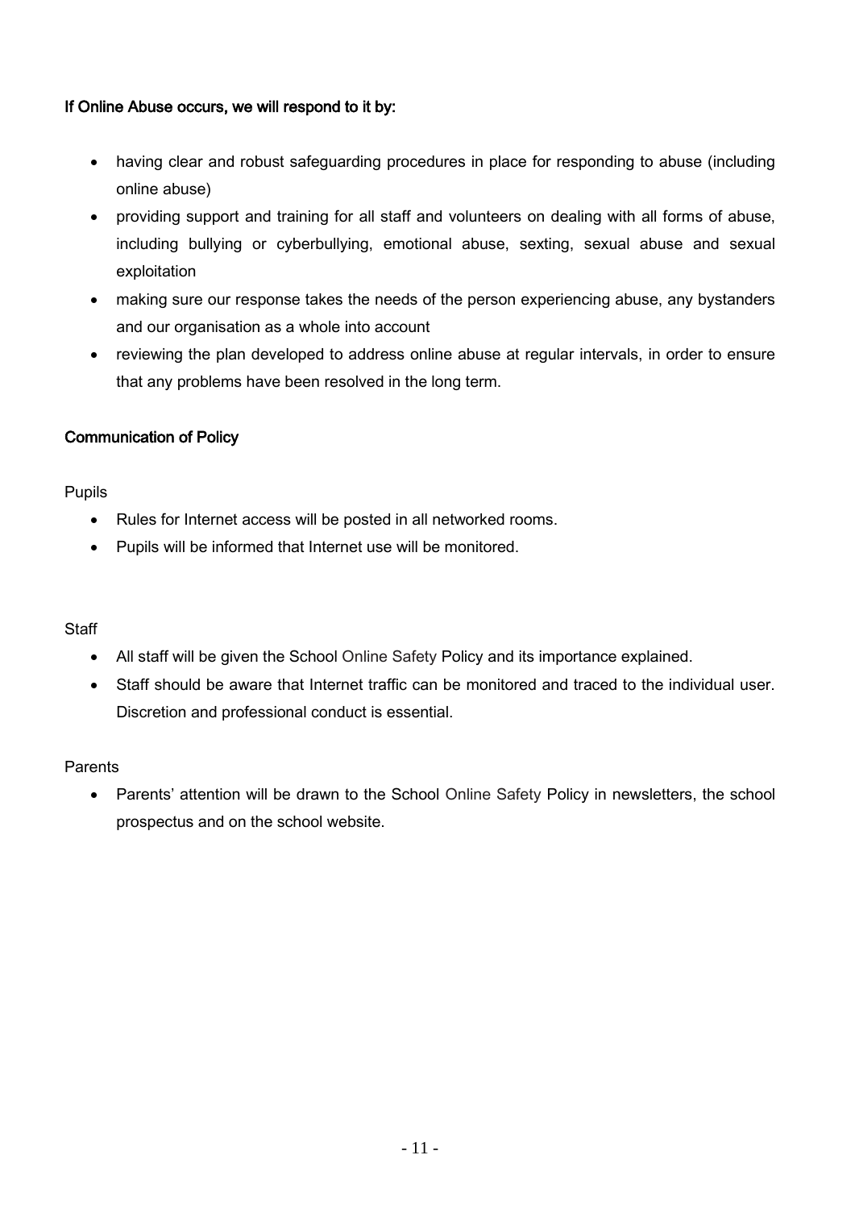**If Online Abuse occurs, we will respond to it by:**

- having clear and robust safeguarding procedures in place for responding to abuse (including online abuse)
- providing support and training for all staff and volunteers on dealing with all forms of abuse, including bullying or cyberbullying, emotional abuse, sexting, sexual abuse and sexual exploitation
- making sure our response takes the needs of the person experiencing abuse, any bystanders and our organisation as a whole into account
- reviewing the plan developed to address online abuse at regular intervals, in order to ensure that any problems have been resolved in the long term.

**Communication of Policy**

Pupils

- Rules for Internet access will be posted in all networked rooms.
- Pupils will be informed that Internet use will be monitored.

Staff

- All staff will be given the School Online Safety Policy and its importance explained.
- Staff should be aware that Internet traffic can be monitored and traced to the individual user. Discretion and professional conduct is essential.

Parents

- Parents' attention will be drawn to the School Online Safety Policy in newsletters, the school prospectus and on the school website.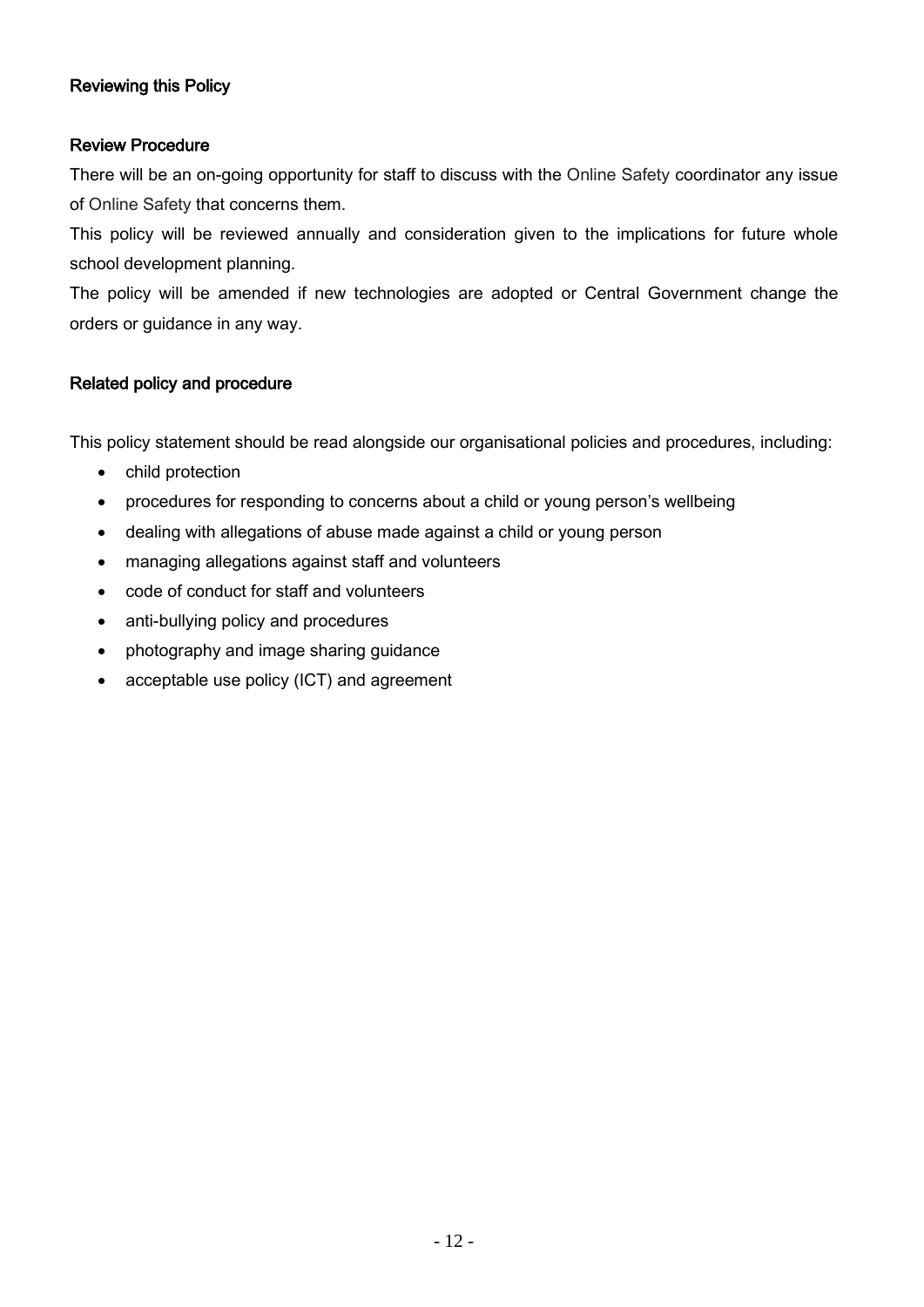## Reviewing this Policy

### Review Procedure

There will be an on-going opportunity for staff to discuss with the Online Safety coordinator any issue of Online Safety that concerns them.

This policy will be reviewed annually and consideration given to the implications for future whole school development planning.

The policy will be amended if new technologies are adopted or Central Government change the orders or guidance in any way.

### Related policy and procedure

This policy statement should be read alongside our organisational policies and procedures, including:

- child protection
- procedures for responding to concerns about a child or young person's wellbeing
- dealing with allegations of abuse made against a child or young person
- managing allegations against staff and volunteers
- code of conduct for staff and volunteers
- anti-bullying policy and procedures
- photography and image sharing guidance
- acceptable use policy (ICT) and agreement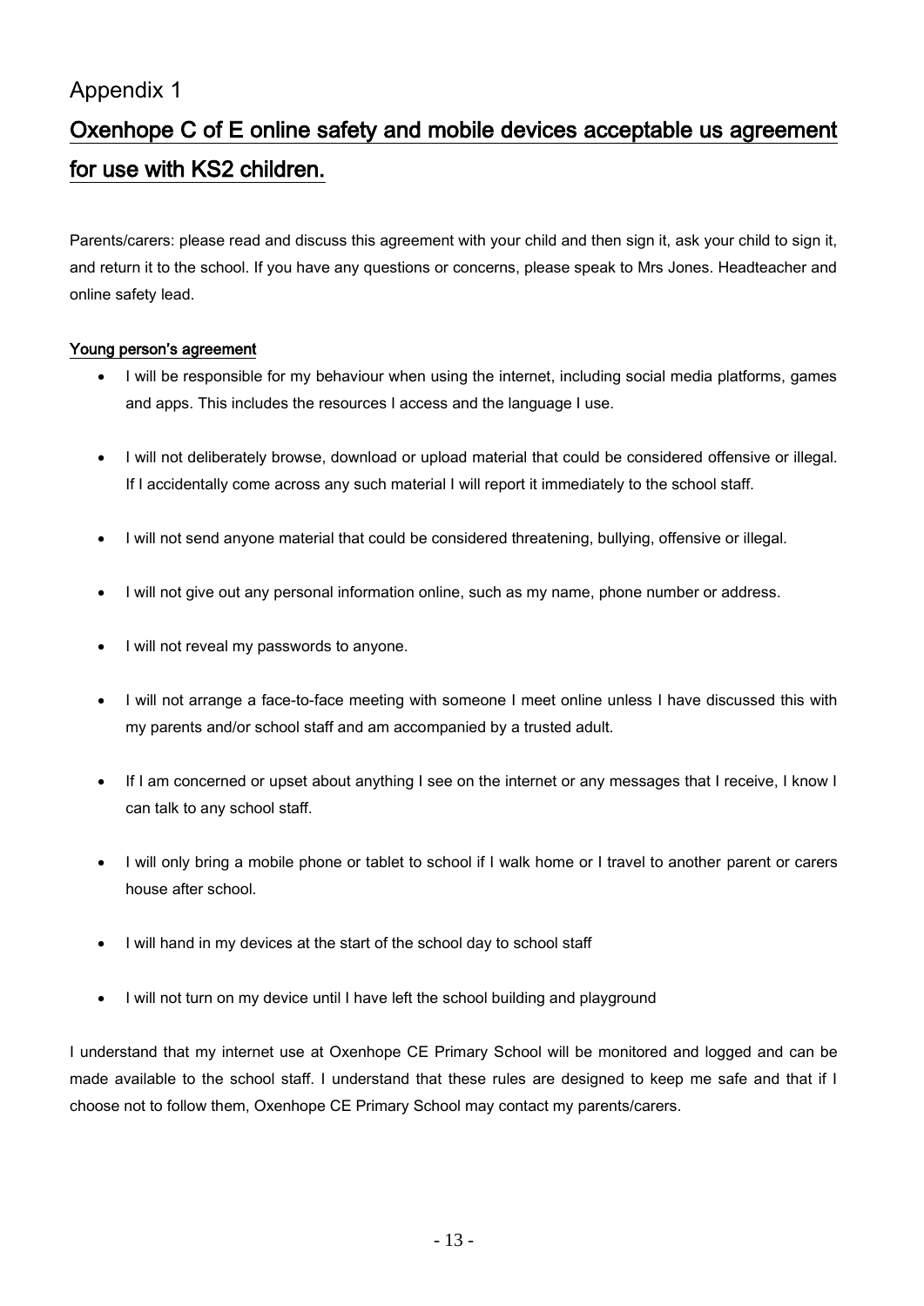# Appendix 1

## Oxenhope C of E online safety and mobile devices acceptable us agreement for use with KS2 children.

Parents/carers: please read and discuss this agreement with your child and then sign it, ask your child to sign it, and return it to the school. If you have any questions or concerns, please speak to Mrs Jones. Headteacher and online safety lead.

### Young person's agreement

- I will be responsible for my behaviour when using the internet, including social media platforms, games and apps. This includes the resources I access and the language I use.
- I will not deliberately browse, download or upload material that could be considered offensive or illegal. If I accidentally come across any such material I will report it immediately to the school staff.
- I will not send anyone material that could be considered threatening, bullying, offensive or illegal.
- I will not give out any personal information online, such as my name, phone number or address.
- I will not reveal my passwords to anyone.
- I will not arrange a face-to-face meeting with someone I meet online unless I have discussed this with my parents and/or school staff and am accompanied by a trusted adult.
- If I am concerned or upset about anything I see on the internet or any messages that I receive, I know I can talk to any school staff.
- I will only bring a mobile phone or tablet to school if I walk home or I travel to another parent or carers house after school.
- I will hand in my devices at the start of the school day to school staff
- I will not turn on my device until I have left the school building and playground

I understand that my internet use at Oxenhope CE Primary School will be monitored and logged and can be made available to the school staff. I understand that these rules are designed to keep me safe and that if I choose not to follow them, Oxenhope CE Primary School may contact my parents/carers.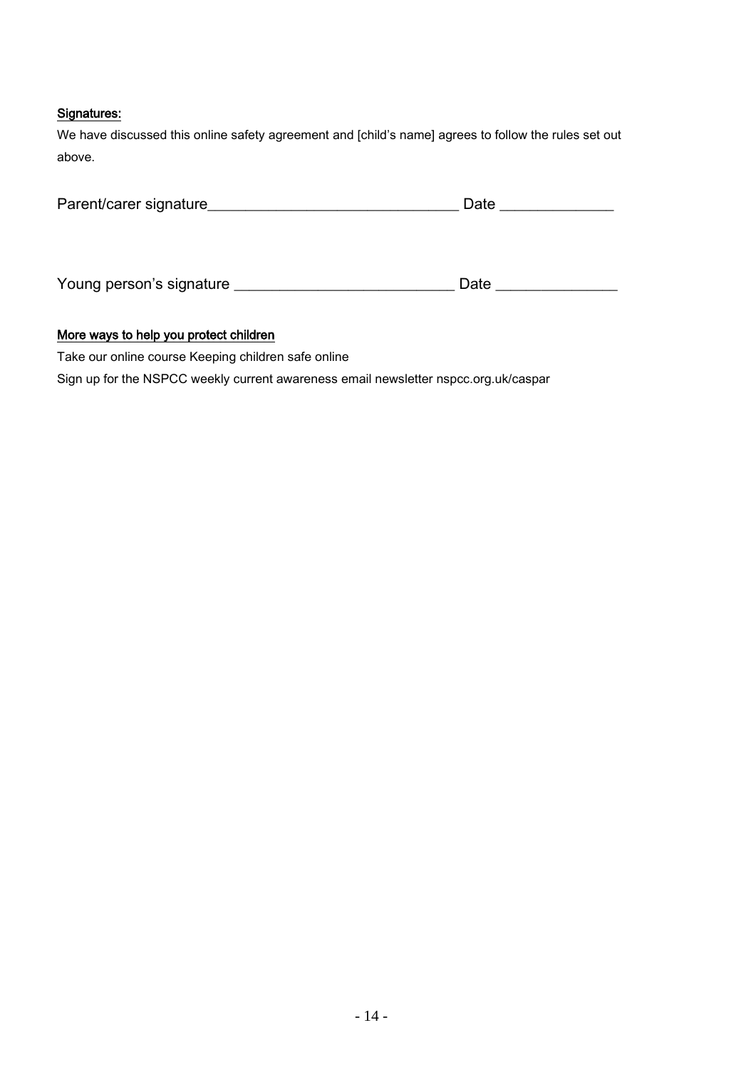Signatures:

We have discussed this online safety agreement and [child's name] agrees to follow the rules set out above.

Parent/carer signature_______________________________ Date _____________

Young person's signature ___________________________ Date ______________

More ways to help you protect children

Take our online course Keeping children safe online

Sign up for the NSPCC weekly current awareness email newsletter nspcc.org.uk/caspar